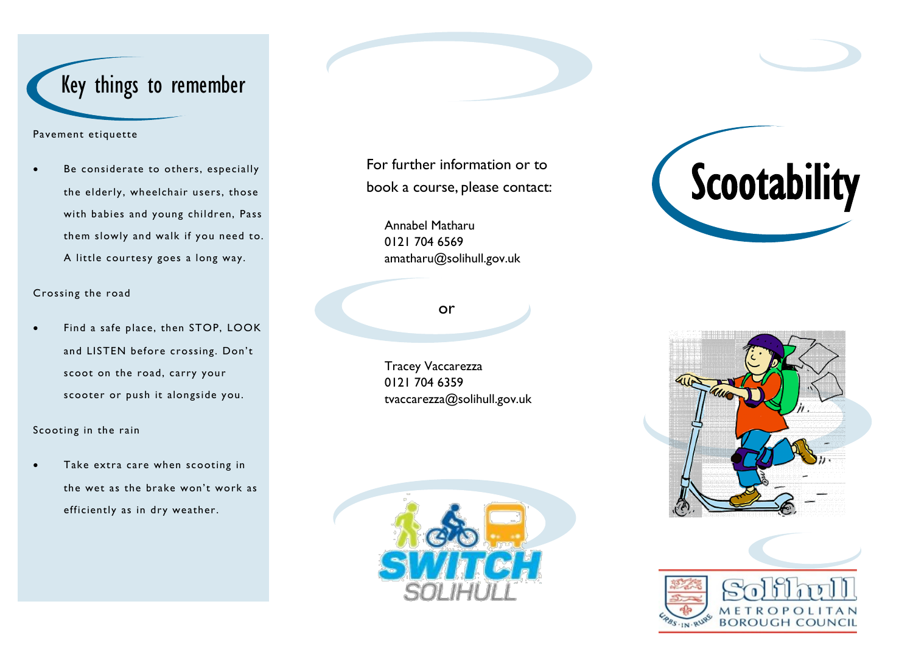## Key things to remember

Pavement etiquette

- Be considerate to others, especially the elderly, wheelchair users, those with babies and young children, Pass them slowly and walk if you need to. A little courtesy goes a long way.

Crossing the road

- Find a safe place, then STOP, LOOK and LISTEN before crossing. Don't scoot on the road, carry your scooter or push it alongside you.

Scooting in the rain

- Take extra care when scooting in the wet as the brake won't work as efficiently as in dry weather.

For further information or to book a course, please contact:

Annabel Matharu
0121 704 6569
amatharu@solihull.gov.uk

or

Tracey Vaccarezza
0121 704 6359
tvaccarezza@solihull.gov.uk

SWITCH SOLIHULL

# Scootability

Solihull Metropolitan Borough Council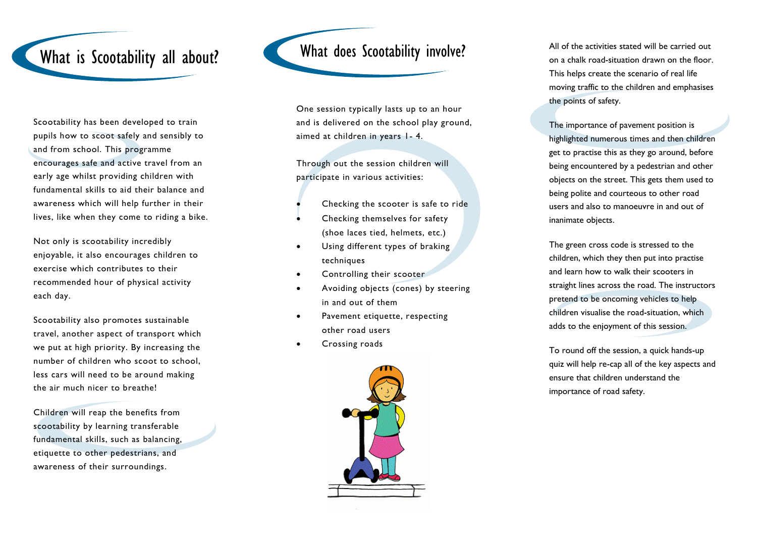# What is Scootability all about?

Scootability has been developed to train pupils how to scoot safely and sensibly to and from school. This programme encourages safe and active travel from an early age whilst providing children with fundamental skills to aid their balance and awareness which will help further in their lives, like when they come to riding a bike.

Not only is scootability incredibly enjoyable, it also encourages children to exercise which contributes to their recommended hour of physical activity each day.

Scootability also promotes sustainable travel, another aspect of transport which we put at high priority. By increasing the number of children who scoot to school, less cars will need to be around making the air much nicer to breathe!

Children will reap the benefits from scootability by learning transferable fundamental skills, such as balancing, etiquette to other pedestrians, and awareness of their surroundings.

# What does Scootability involve?

One session typically lasts up to an hour and is delivered on the school play ground, aimed at children in years 1- 4.

Through out the session children will participate in various activities:

- Checking the scooter is safe to ride
- Checking themselves for safety (shoe laces tied, helmets, etc.)
- Using different types of braking techniques
- Controlling their scooter
- Avoiding objects (cones) by steering in and out of them
- Pavement etiquette, respecting other road users
- Crossing roads

All of the activities stated will be carried out on a chalk road-situation drawn on the floor. This helps create the scenario of real life moving traffic to the children and emphasises the points of safety.

The importance of pavement position is highlighted numerous times and then children get to practise this as they go around, before being encountered by a pedestrian and other objects on the street. This gets them used to being polite and courteous to other road users and also to manoeuvre in and out of inanimate objects.

The green cross code is stressed to the children, which they then put into practise and learn how to walk their scooters in straight lines across the road. The instructors pretend to be oncoming vehicles to help children visualise the road-situation, which adds to the enjoyment of this session.

To round off the session, a quick hands-up quiz will help re-cap all of the key aspects and ensure that children understand the importance of road safety.